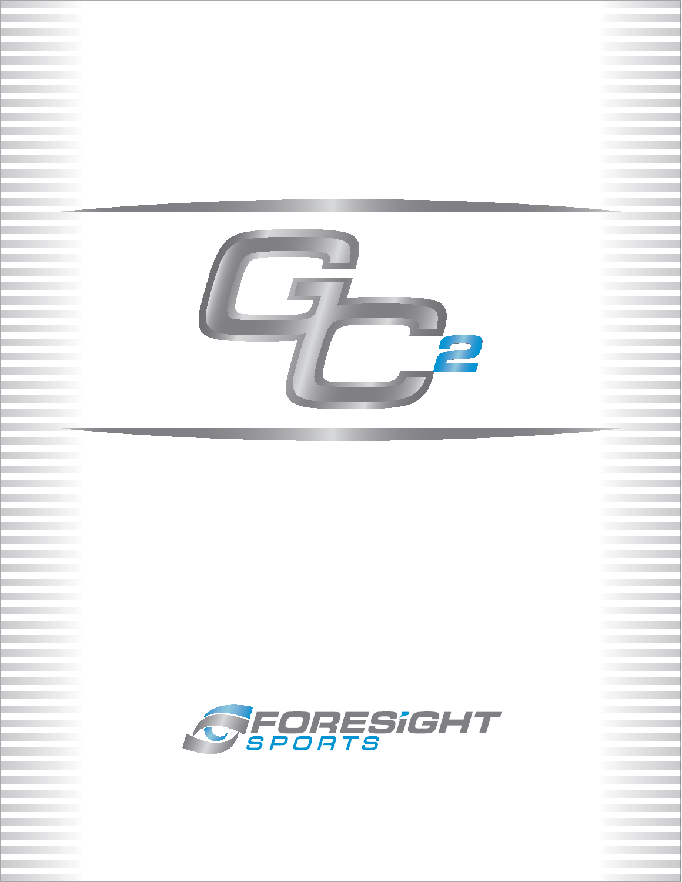# GC2

FORESIGHT SPORTS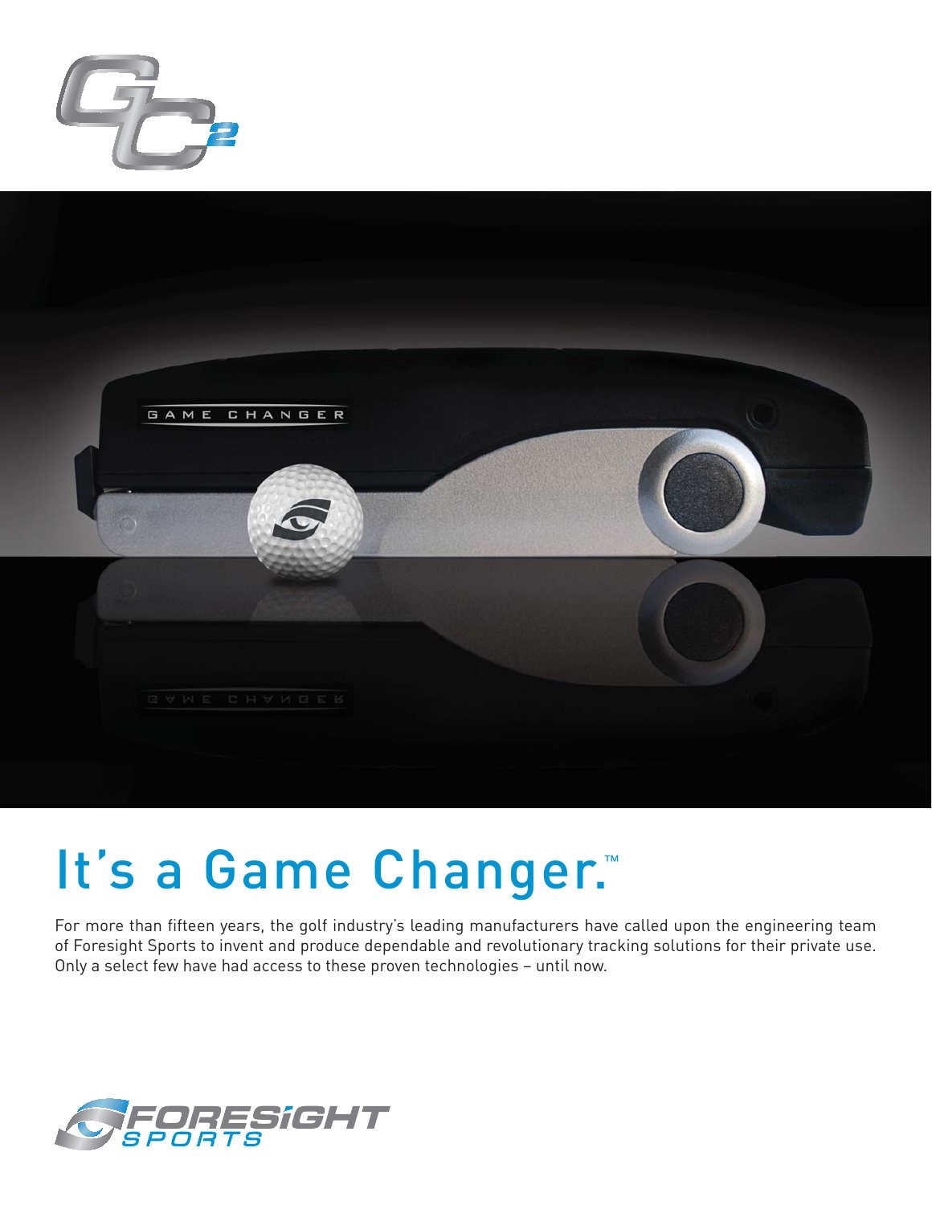# It's a Game Changer.™

For more than fifteen years, the golf industry's leading manufacturers have called upon the engineering team of Foresight Sports to invent and produce dependable and revolutionary tracking solutions for their private use. Only a select few have had access to these proven technologies – until now.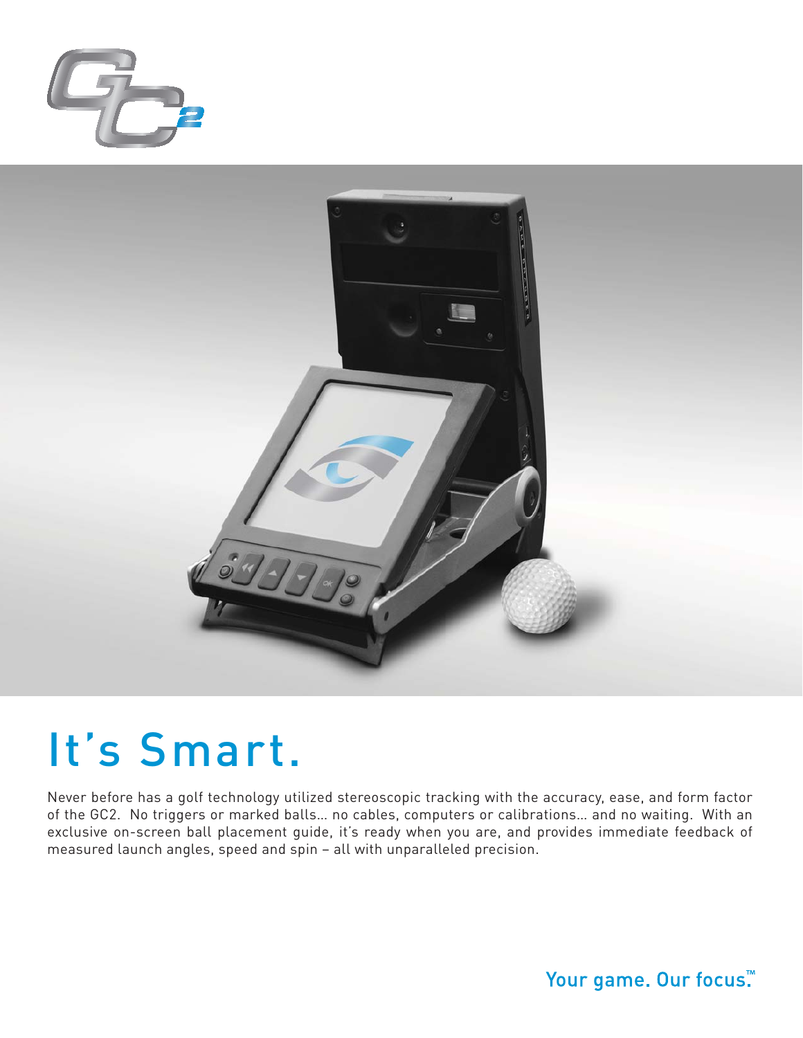# It's Smart.

Never before has a golf technology utilized stereoscopic tracking with the accuracy, ease, and form factor of the GC2. No triggers or marked balls... no cables, computers or calibrations... and no waiting. With an exclusive on-screen ball placement guide, it's ready when you are, and provides immediate feedback of measured launch angles, speed and spin – all with unparalleled precision.

Your game. Our focus.™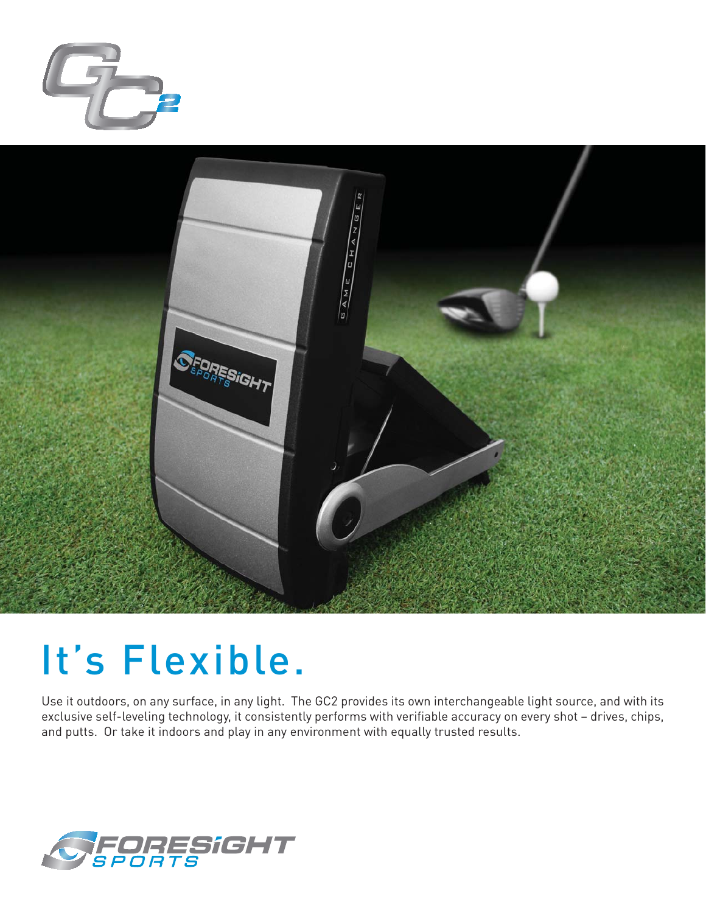# It's Flexible.

Use it outdoors, on any surface, in any light. The GC2 provides its own interchangeable light source, and with its exclusive self-leveling technology, it consistently performs with verifiable accuracy on every shot – drives, chips, and putts. Or take it indoors and play in any environment with equally trusted results.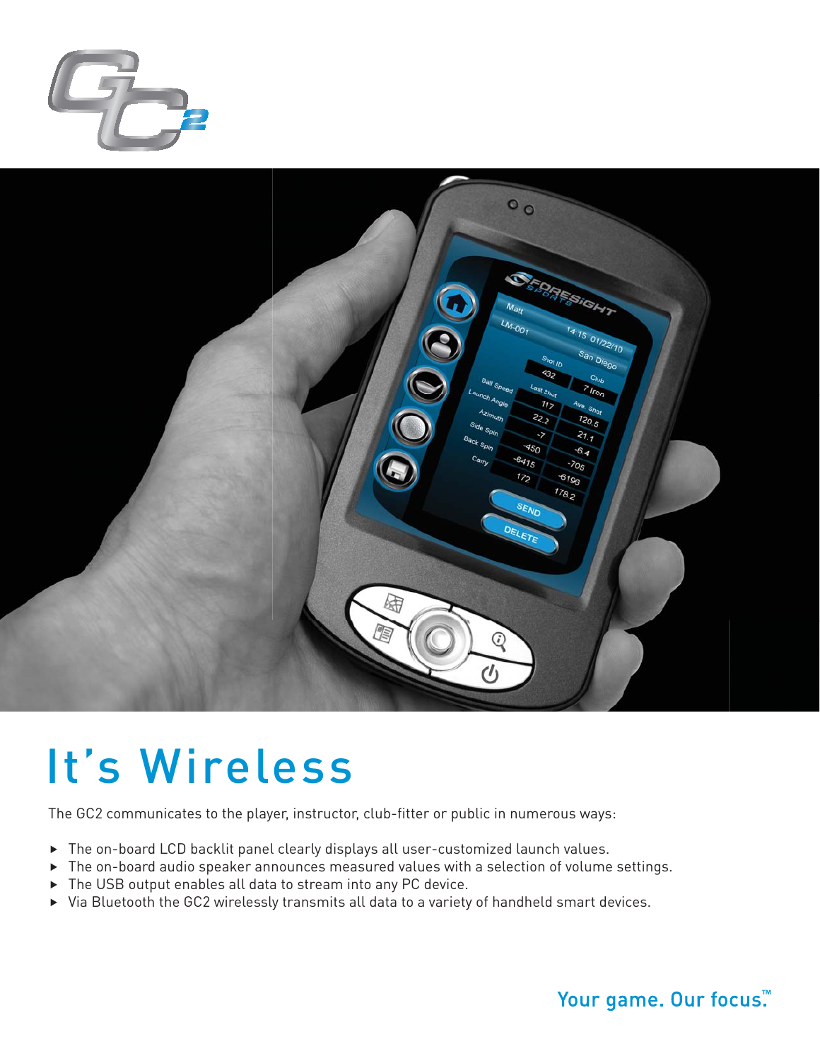# It's Wireless

The GC2 communicates to the player, instructor, club-fitter or public in numerous ways:

- The on-board LCD backlit panel clearly displays all user-customized launch values.
- The on-board audio speaker announces measured values with a selection of volume settings.
- The USB output enables all data to stream into any PC device.
- Via Bluetooth the GC2 wirelessly transmits all data to a variety of handheld smart devices.

Your game. Our focus.™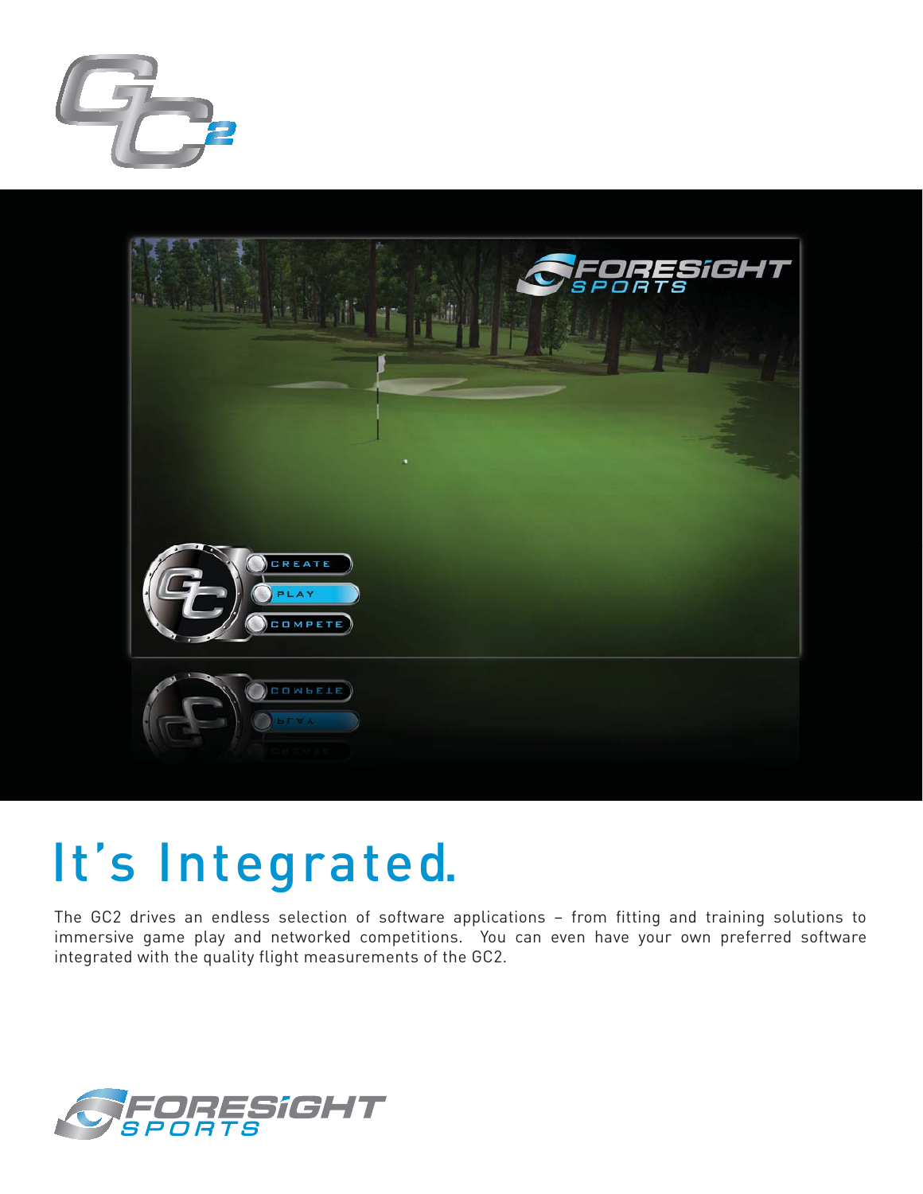# It's Integrated.

The GC2 drives an endless selection of software applications – from fitting and training solutions to immersive game play and networked competitions. You can even have your own preferred software integrated with the quality flight measurements of the GC2.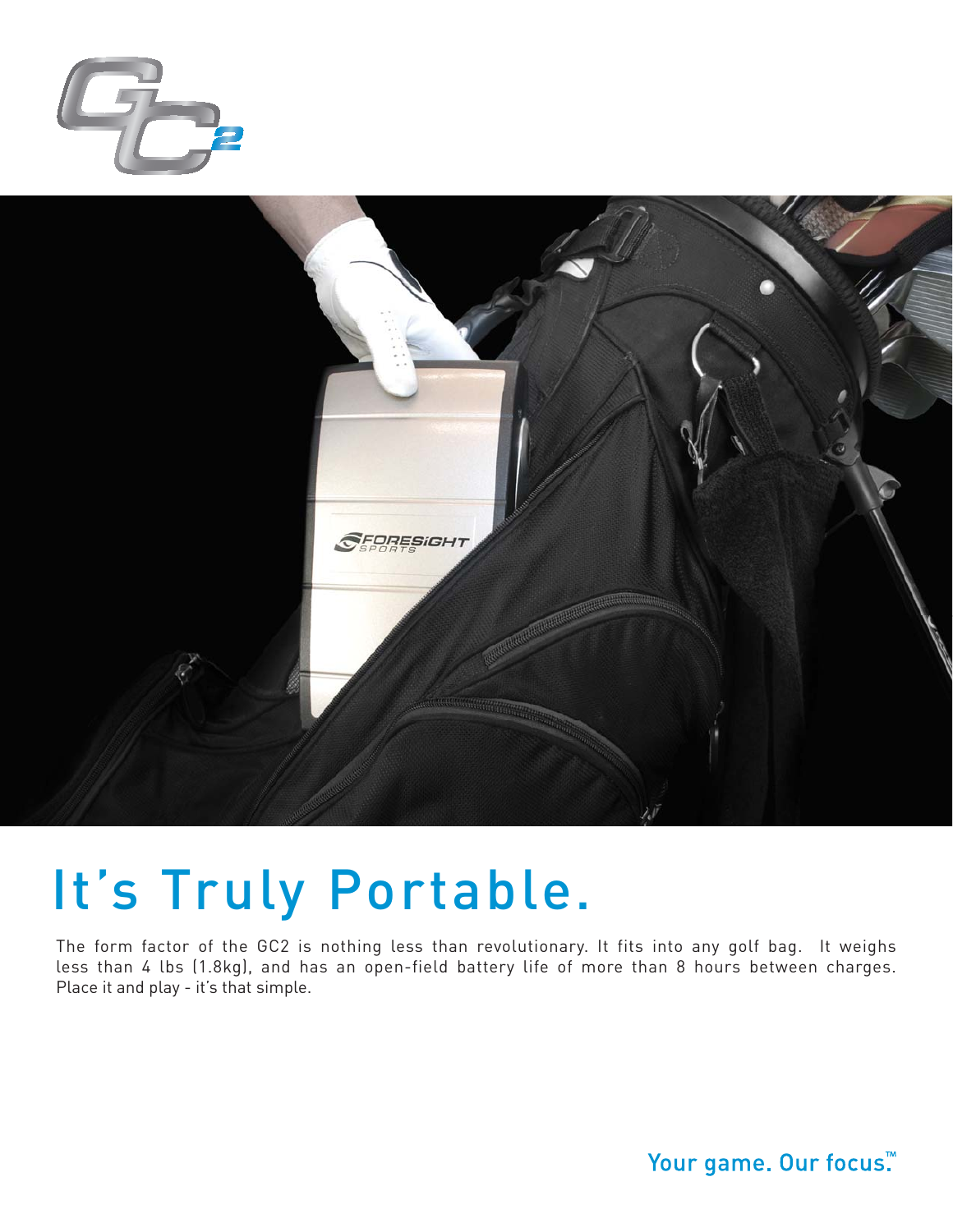# It's Truly Portable.

The form factor of the GC2 is nothing less than revolutionary. It fits into any golf bag. It weighs less than 4 lbs (1.8kg), and has an open-field battery life of more than 8 hours between charges. Place it and play - it's that simple.

Your game. Our focus.™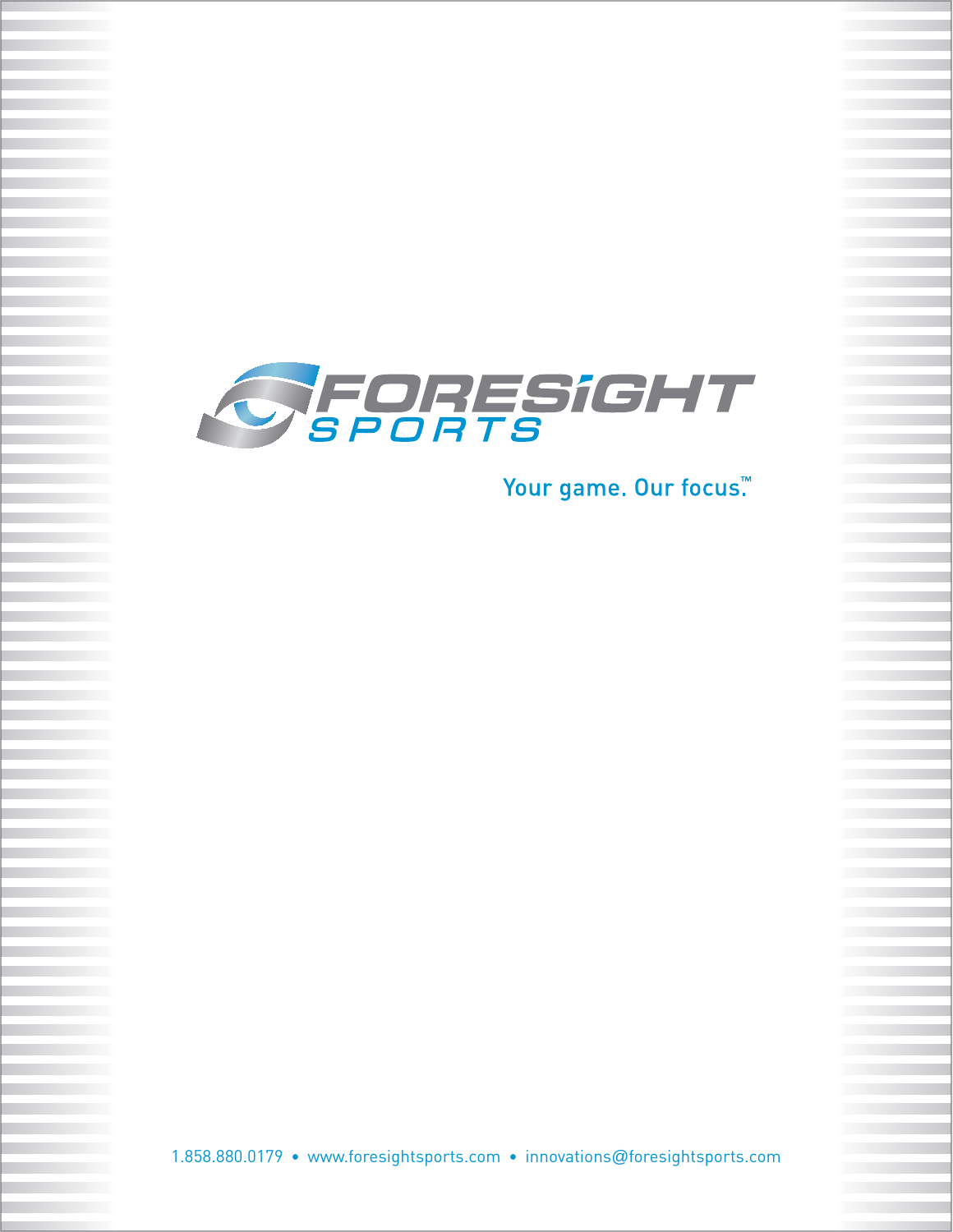FORESIGHT SPORTS

Your game. Our focus.™

1.858.880.0179 • www.foresightsports.com • innovations@foresightsports.com